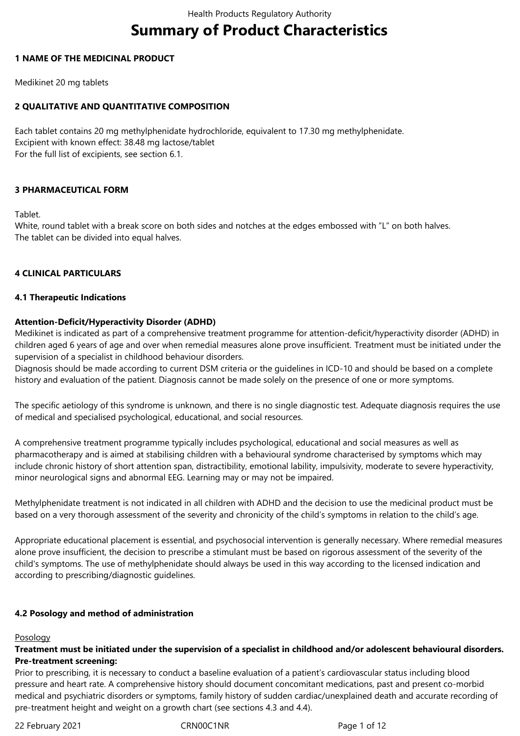# Summary of Product Characteristics

## 1 NAME OF THE MEDICINAL PRODUCT

Medikinet 20 mg tablets

## 2 QUALITATIVE AND QUANTITATIVE COMPOSITION

Each tablet contains 20 mg methylphenidate hydrochloride, equivalent to 17.30 mg methylphenidate.
Excipient with known effect: 38.48 mg lactose/tablet
For the full list of excipients, see section 6.1.

## 3 PHARMACEUTICAL FORM

Tablet.
White, round tablet with a break score on both sides and notches at the edges embossed with "L" on both halves.
The tablet can be divided into equal halves.

## 4 CLINICAL PARTICULARS

### 4.1 Therapeutic Indications

**Attention-Deficit/Hyperactivity Disorder (ADHD)**
Medikinet is indicated as part of a comprehensive treatment programme for attention-deficit/hyperactivity disorder (ADHD) in children aged 6 years of age and over when remedial measures alone prove insufficient. Treatment must be initiated under the supervision of a specialist in childhood behaviour disorders.
Diagnosis should be made according to current DSM criteria or the guidelines in ICD-10 and should be based on a complete history and evaluation of the patient. Diagnosis cannot be made solely on the presence of one or more symptoms.

The specific aetiology of this syndrome is unknown, and there is no single diagnostic test. Adequate diagnosis requires the use of medical and specialised psychological, educational, and social resources.

A comprehensive treatment programme typically includes psychological, educational and social measures as well as pharmacotherapy and is aimed at stabilising children with a behavioural syndrome characterised by symptoms which may include chronic history of short attention span, distractibility, emotional lability, impulsivity, moderate to severe hyperactivity, minor neurological signs and abnormal EEG. Learning may or may not be impaired.

Methylphenidate treatment is not indicated in all children with ADHD and the decision to use the medicinal product must be based on a very thorough assessment of the severity and chronicity of the child's symptoms in relation to the child's age.

Appropriate educational placement is essential, and psychosocial intervention is generally necessary. Where remedial measures alone prove insufficient, the decision to prescribe a stimulant must be based on rigorous assessment of the severity of the child's symptoms. The use of methylphenidate should always be used in this way according to the licensed indication and according to prescribing/diagnostic guidelines.

### 4.2 Posology and method of administration

Posology
**Treatment must be initiated under the supervision of a specialist in childhood and/or adolescent behavioural disorders.**
**Pre-treatment screening:**
Prior to prescribing, it is necessary to conduct a baseline evaluation of a patient's cardiovascular status including blood pressure and heart rate. A comprehensive history should document concomitant medications, past and present co-morbid medical and psychiatric disorders or symptoms, family history of sudden cardiac/unexplained death and accurate recording of pre-treatment height and weight on a growth chart (see sections 4.3 and 4.4).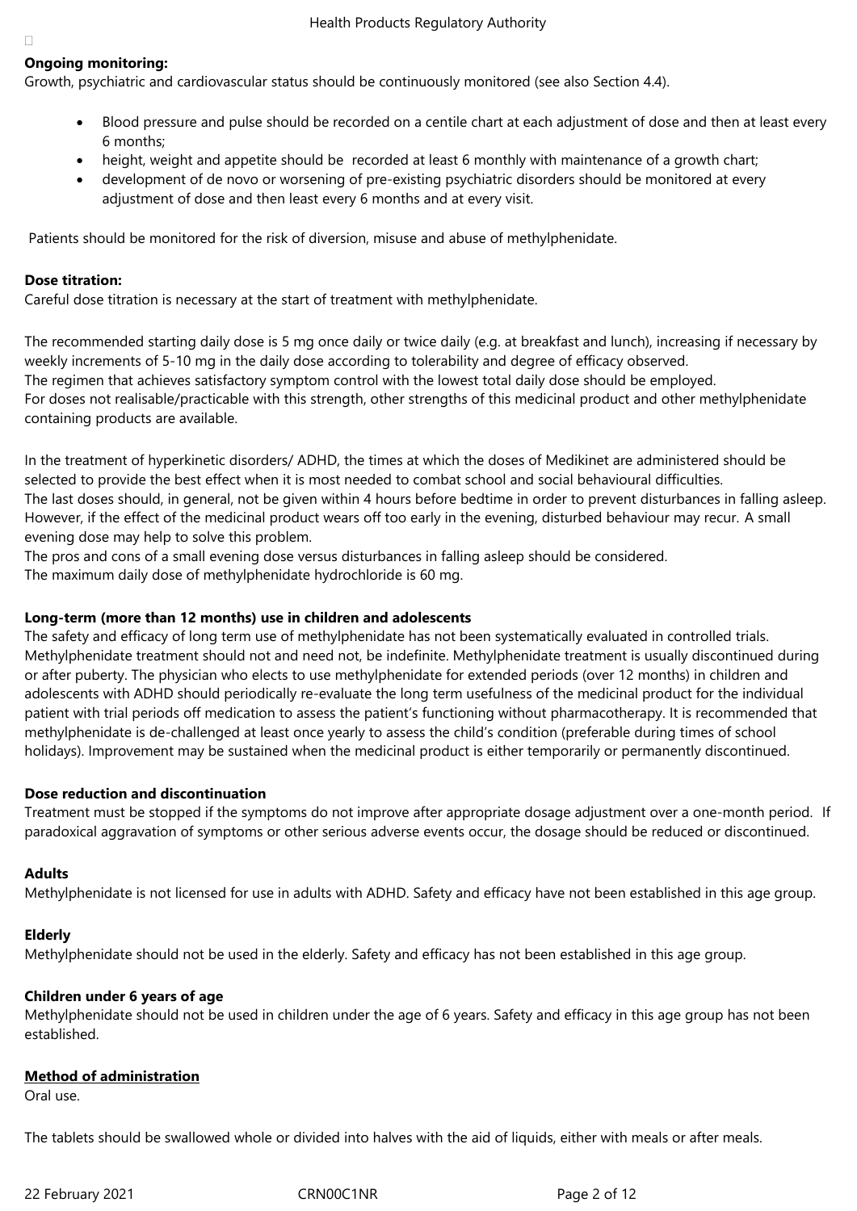**Ongoing monitoring:**

Growth, psychiatric and cardiovascular status should be continuously monitored (see also Section 4.4).

- Blood pressure and pulse should be recorded on a centile chart at each adjustment of dose and then at least every 6 months;
- height, weight and appetite should be recorded at least 6 monthly with maintenance of a growth chart;
- development of de novo or worsening of pre-existing psychiatric disorders should be monitored at every adjustment of dose and then least every 6 months and at every visit.

Patients should be monitored for the risk of diversion, misuse and abuse of methylphenidate.

**Dose titration:**

Careful dose titration is necessary at the start of treatment with methylphenidate.

The recommended starting daily dose is 5 mg once daily or twice daily (e.g. at breakfast and lunch), increasing if necessary by weekly increments of 5-10 mg in the daily dose according to tolerability and degree of efficacy observed.
The regimen that achieves satisfactory symptom control with the lowest total daily dose should be employed.
For doses not realisable/practicable with this strength, other strengths of this medicinal product and other methylphenidate containing products are available.

In the treatment of hyperkinetic disorders/ ADHD, the times at which the doses of Medikinet are administered should be selected to provide the best effect when it is most needed to combat school and social behavioural difficulties.
The last doses should, in general, not be given within 4 hours before bedtime in order to prevent disturbances in falling asleep. However, if the effect of the medicinal product wears off too early in the evening, disturbed behaviour may recur. A small evening dose may help to solve this problem.
The pros and cons of a small evening dose versus disturbances in falling asleep should be considered.
The maximum daily dose of methylphenidate hydrochloride is 60 mg.

**Long-term (more than 12 months) use in children and adolescents**

The safety and efficacy of long term use of methylphenidate has not been systematically evaluated in controlled trials. Methylphenidate treatment should not and need not, be indefinite. Methylphenidate treatment is usually discontinued during or after puberty. The physician who elects to use methylphenidate for extended periods (over 12 months) in children and adolescents with ADHD should periodically re-evaluate the long term usefulness of the medicinal product for the individual patient with trial periods off medication to assess the patient's functioning without pharmacotherapy. It is recommended that methylphenidate is de-challenged at least once yearly to assess the child's condition (preferable during times of school holidays). Improvement may be sustained when the medicinal product is either temporarily or permanently discontinued.

**Dose reduction and discontinuation**

Treatment must be stopped if the symptoms do not improve after appropriate dosage adjustment over a one-month period. If paradoxical aggravation of symptoms or other serious adverse events occur, the dosage should be reduced or discontinued.

**Adults**

Methylphenidate is not licensed for use in adults with ADHD. Safety and efficacy have not been established in this age group.

**Elderly**

Methylphenidate should not be used in the elderly. Safety and efficacy has not been established in this age group.

**Children under 6 years of age**

Methylphenidate should not be used in children under the age of 6 years. Safety and efficacy in this age group has not been established.

**Method of administration**

Oral use.

The tablets should be swallowed whole or divided into halves with the aid of liquids, either with meals or after meals.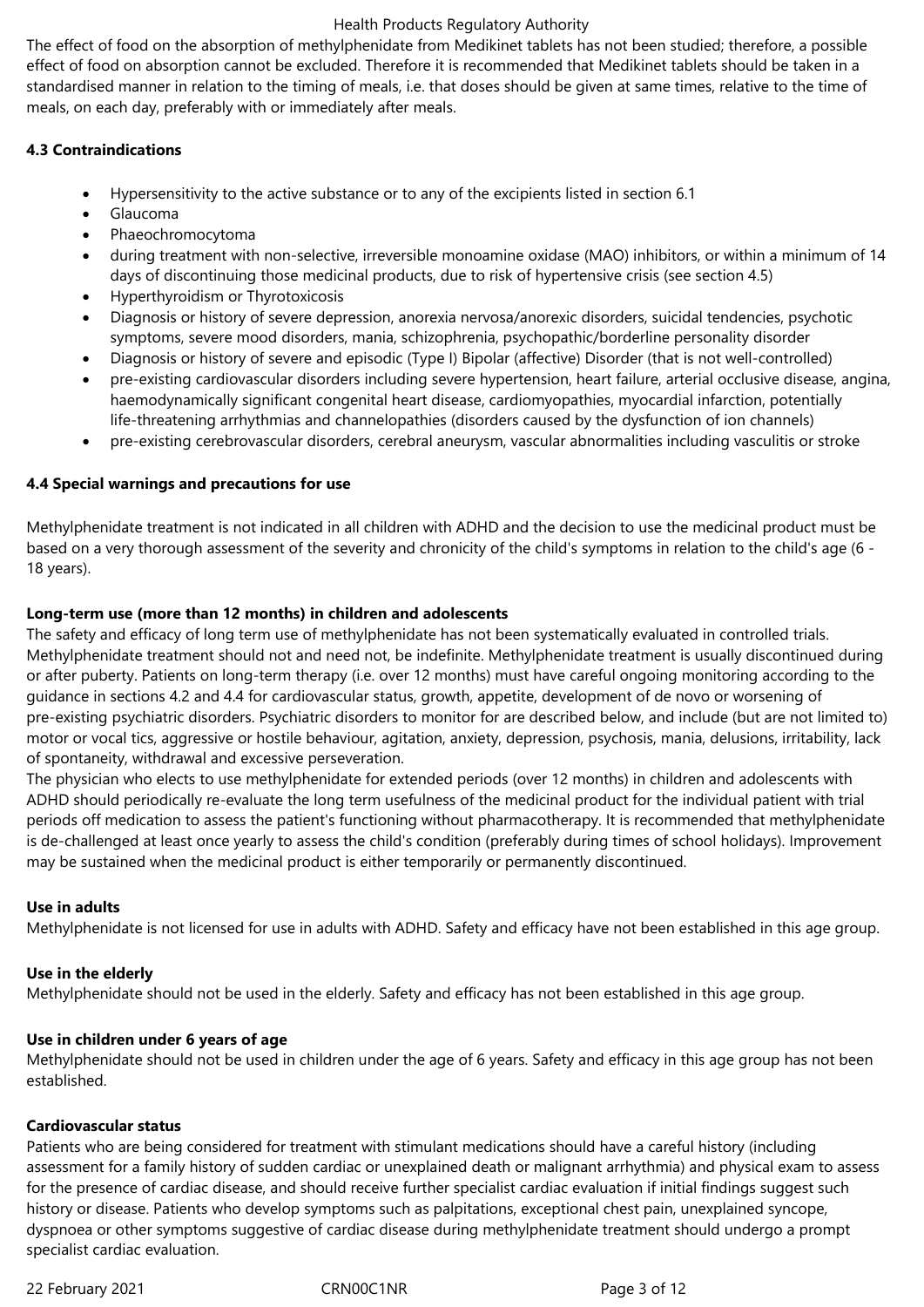The effect of food on the absorption of methylphenidate from Medikinet tablets has not been studied; therefore, a possible effect of food on absorption cannot be excluded. Therefore it is recommended that Medikinet tablets should be taken in a standardised manner in relation to the timing of meals, i.e. that doses should be given at same times, relative to the time of meals, on each day, preferably with or immediately after meals.

**4.3 Contraindications**

- Hypersensitivity to the active substance or to any of the excipients listed in section 6.1
- Glaucoma
- Phaeochromocytoma
- during treatment with non-selective, irreversible monoamine oxidase (MAO) inhibitors, or within a minimum of 14 days of discontinuing those medicinal products, due to risk of hypertensive crisis (see section 4.5)
- Hyperthyroidism or Thyrotoxicosis
- Diagnosis or history of severe depression, anorexia nervosa/anorexic disorders, suicidal tendencies, psychotic symptoms, severe mood disorders, mania, schizophrenia, psychopathic/borderline personality disorder
- Diagnosis or history of severe and episodic (Type I) Bipolar (affective) Disorder (that is not well-controlled)
- pre-existing cardiovascular disorders including severe hypertension, heart failure, arterial occlusive disease, angina, haemodynamically significant congenital heart disease, cardiomyopathies, myocardial infarction, potentially life-threatening arrhythmias and channelopathies (disorders caused by the dysfunction of ion channels)
- pre-existing cerebrovascular disorders, cerebral aneurysm, vascular abnormalities including vasculitis or stroke

**4.4 Special warnings and precautions for use**

Methylphenidate treatment is not indicated in all children with ADHD and the decision to use the medicinal product must be based on a very thorough assessment of the severity and chronicity of the child's symptoms in relation to the child's age (6 - 18 years).

**Long-term use (more than 12 months) in children and adolescents**

The safety and efficacy of long term use of methylphenidate has not been systematically evaluated in controlled trials. Methylphenidate treatment should not and need not, be indefinite. Methylphenidate treatment is usually discontinued during or after puberty. Patients on long-term therapy (i.e. over 12 months) must have careful ongoing monitoring according to the guidance in sections 4.2 and 4.4 for cardiovascular status, growth, appetite, development of de novo or worsening of pre-existing psychiatric disorders. Psychiatric disorders to monitor for are described below, and include (but are not limited to) motor or vocal tics, aggressive or hostile behaviour, agitation, anxiety, depression, psychosis, mania, delusions, irritability, lack of spontaneity, withdrawal and excessive perseveration.

The physician who elects to use methylphenidate for extended periods (over 12 months) in children and adolescents with ADHD should periodically re-evaluate the long term usefulness of the medicinal product for the individual patient with trial periods off medication to assess the patient's functioning without pharmacotherapy. It is recommended that methylphenidate is de-challenged at least once yearly to assess the child's condition (preferably during times of school holidays). Improvement may be sustained when the medicinal product is either temporarily or permanently discontinued.

**Use in adults**

Methylphenidate is not licensed for use in adults with ADHD. Safety and efficacy have not been established in this age group.

**Use in the elderly**

Methylphenidate should not be used in the elderly. Safety and efficacy has not been established in this age group.

**Use in children under 6 years of age**

Methylphenidate should not be used in children under the age of 6 years. Safety and efficacy in this age group has not been established.

**Cardiovascular status**

Patients who are being considered for treatment with stimulant medications should have a careful history (including assessment for a family history of sudden cardiac or unexplained death or malignant arrhythmia) and physical exam to assess for the presence of cardiac disease, and should receive further specialist cardiac evaluation if initial findings suggest such history or disease. Patients who develop symptoms such as palpitations, exceptional chest pain, unexplained syncope, dyspnoea or other symptoms suggestive of cardiac disease during methylphenidate treatment should undergo a prompt specialist cardiac evaluation.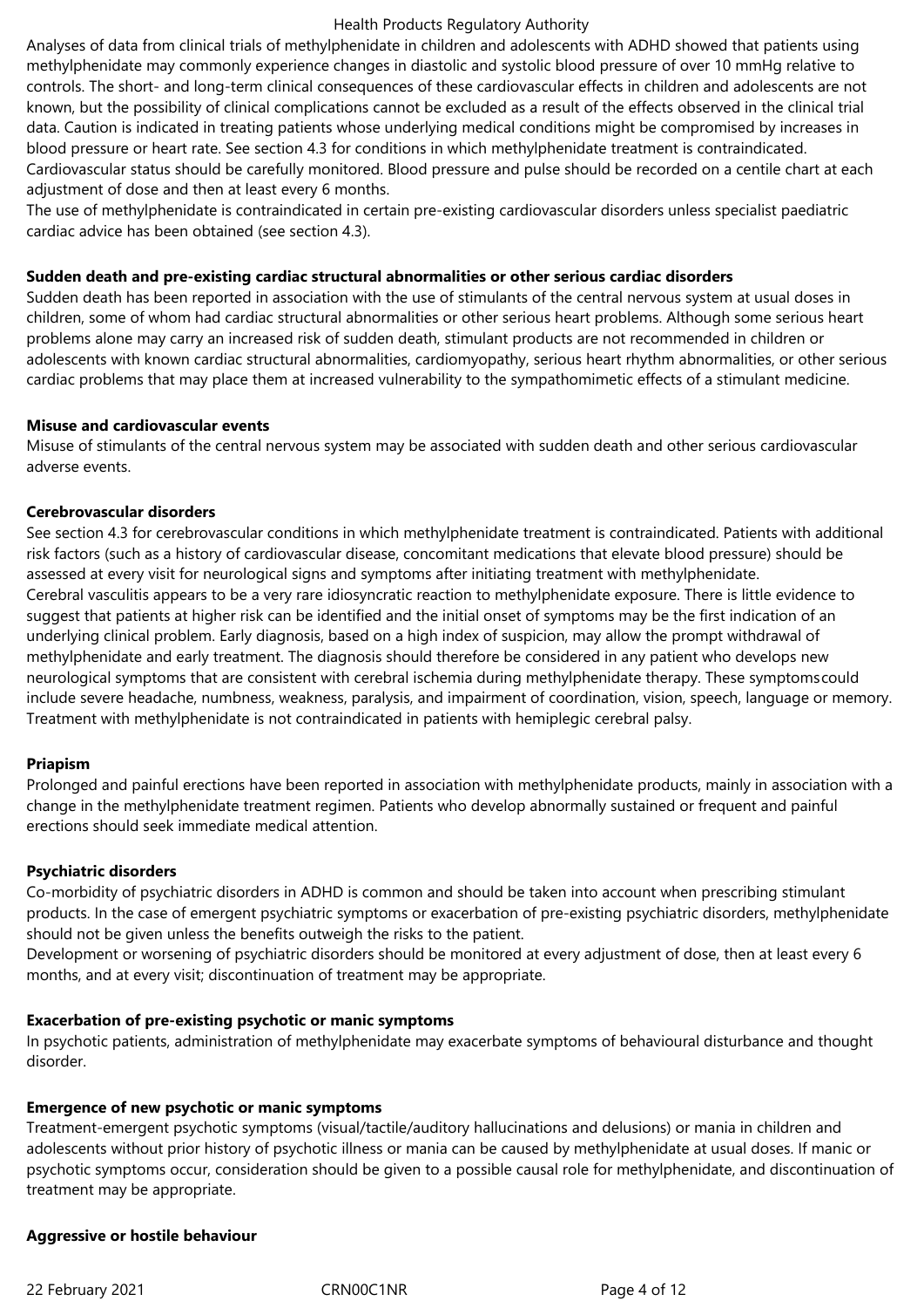Analyses of data from clinical trials of methylphenidate in children and adolescents with ADHD showed that patients using methylphenidate may commonly experience changes in diastolic and systolic blood pressure of over 10 mmHg relative to controls. The short- and long-term clinical consequences of these cardiovascular effects in children and adolescents are not known, but the possibility of clinical complications cannot be excluded as a result of the effects observed in the clinical trial data. Caution is indicated in treating patients whose underlying medical conditions might be compromised by increases in blood pressure or heart rate. See section 4.3 for conditions in which methylphenidate treatment is contraindicated.
Cardiovascular status should be carefully monitored. Blood pressure and pulse should be recorded on a centile chart at each adjustment of dose and then at least every 6 months.
The use of methylphenidate is contraindicated in certain pre-existing cardiovascular disorders unless specialist paediatric cardiac advice has been obtained (see section 4.3).

**Sudden death and pre-existing cardiac structural abnormalities or other serious cardiac disorders**
Sudden death has been reported in association with the use of stimulants of the central nervous system at usual doses in children, some of whom had cardiac structural abnormalities or other serious heart problems. Although some serious heart problems alone may carry an increased risk of sudden death, stimulant products are not recommended in children or adolescents with known cardiac structural abnormalities, cardiomyopathy, serious heart rhythm abnormalities, or other serious cardiac problems that may place them at increased vulnerability to the sympathomimetic effects of a stimulant medicine.

**Misuse and cardiovascular events**
Misuse of stimulants of the central nervous system may be associated with sudden death and other serious cardiovascular adverse events.

**Cerebrovascular disorders**
See section 4.3 for cerebrovascular conditions in which methylphenidate treatment is contraindicated. Patients with additional risk factors (such as a history of cardiovascular disease, concomitant medications that elevate blood pressure) should be assessed at every visit for neurological signs and symptoms after initiating treatment with methylphenidate.
Cerebral vasculitis appears to be a very rare idiosyncratic reaction to methylphenidate exposure. There is little evidence to suggest that patients at higher risk can be identified and the initial onset of symptoms may be the first indication of an underlying clinical problem. Early diagnosis, based on a high index of suspicion, may allow the prompt withdrawal of methylphenidate and early treatment. The diagnosis should therefore be considered in any patient who develops new neurological symptoms that are consistent with cerebral ischemia during methylphenidate therapy. These symptomscould include severe headache, numbness, weakness, paralysis, and impairment of coordination, vision, speech, language or memory.
Treatment with methylphenidate is not contraindicated in patients with hemiplegic cerebral palsy.

**Priapism**
Prolonged and painful erections have been reported in association with methylphenidate products, mainly in association with a change in the methylphenidate treatment regimen. Patients who develop abnormally sustained or frequent and painful erections should seek immediate medical attention.

**Psychiatric disorders**
Co-morbidity of psychiatric disorders in ADHD is common and should be taken into account when prescribing stimulant products. In the case of emergent psychiatric symptoms or exacerbation of pre-existing psychiatric disorders, methylphenidate should not be given unless the benefits outweigh the risks to the patient.
Development or worsening of psychiatric disorders should be monitored at every adjustment of dose, then at least every 6 months, and at every visit; discontinuation of treatment may be appropriate.

**Exacerbation of pre-existing psychotic or manic symptoms**
In psychotic patients, administration of methylphenidate may exacerbate symptoms of behavioural disturbance and thought disorder.

**Emergence of new psychotic or manic symptoms**
Treatment-emergent psychotic symptoms (visual/tactile/auditory hallucinations and delusions) or mania in children and adolescents without prior history of psychotic illness or mania can be caused by methylphenidate at usual doses. If manic or psychotic symptoms occur, consideration should be given to a possible causal role for methylphenidate, and discontinuation of treatment may be appropriate.

**Aggressive or hostile behaviour**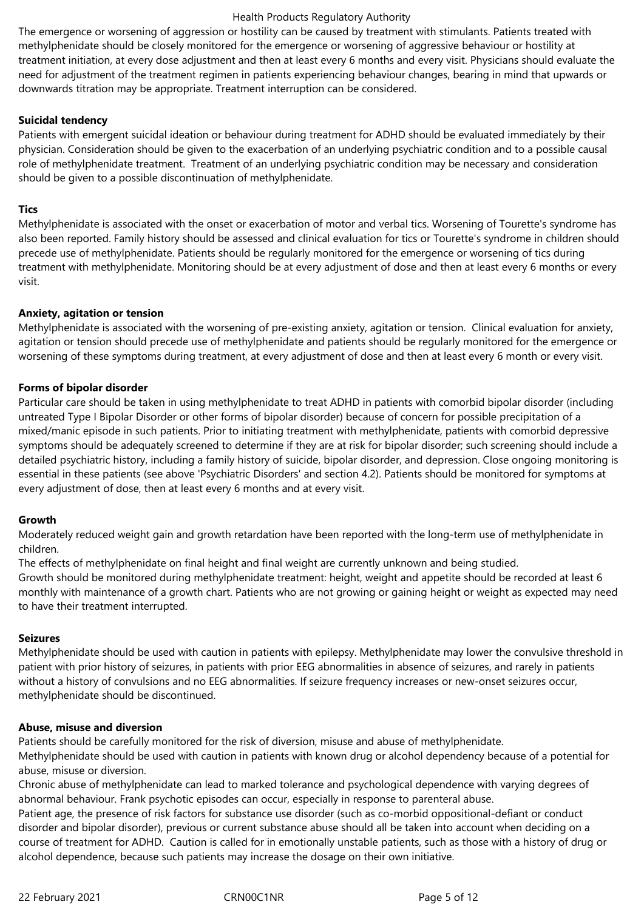The emergence or worsening of aggression or hostility can be caused by treatment with stimulants. Patients treated with methylphenidate should be closely monitored for the emergence or worsening of aggressive behaviour or hostility at treatment initiation, at every dose adjustment and then at least every 6 months and every visit. Physicians should evaluate the need for adjustment of the treatment regimen in patients experiencing behaviour changes, bearing in mind that upwards or downwards titration may be appropriate. Treatment interruption can be considered.

**Suicidal tendency**

Patients with emergent suicidal ideation or behaviour during treatment for ADHD should be evaluated immediately by their physician. Consideration should be given to the exacerbation of an underlying psychiatric condition and to a possible causal role of methylphenidate treatment. Treatment of an underlying psychiatric condition may be necessary and consideration should be given to a possible discontinuation of methylphenidate.

**Tics**

Methylphenidate is associated with the onset or exacerbation of motor and verbal tics. Worsening of Tourette's syndrome has also been reported. Family history should be assessed and clinical evaluation for tics or Tourette's syndrome in children should precede use of methylphenidate. Patients should be regularly monitored for the emergence or worsening of tics during treatment with methylphenidate. Monitoring should be at every adjustment of dose and then at least every 6 months or every visit.

**Anxiety, agitation or tension**

Methylphenidate is associated with the worsening of pre-existing anxiety, agitation or tension. Clinical evaluation for anxiety, agitation or tension should precede use of methylphenidate and patients should be regularly monitored for the emergence or worsening of these symptoms during treatment, at every adjustment of dose and then at least every 6 month or every visit.

**Forms of bipolar disorder**

Particular care should be taken in using methylphenidate to treat ADHD in patients with comorbid bipolar disorder (including untreated Type I Bipolar Disorder or other forms of bipolar disorder) because of concern for possible precipitation of a mixed/manic episode in such patients. Prior to initiating treatment with methylphenidate, patients with comorbid depressive symptoms should be adequately screened to determine if they are at risk for bipolar disorder; such screening should include a detailed psychiatric history, including a family history of suicide, bipolar disorder, and depression. Close ongoing monitoring is essential in these patients (see above 'Psychiatric Disorders' and section 4.2). Patients should be monitored for symptoms at every adjustment of dose, then at least every 6 months and at every visit.

**Growth**

Moderately reduced weight gain and growth retardation have been reported with the long-term use of methylphenidate in children.

The effects of methylphenidate on final height and final weight are currently unknown and being studied.

Growth should be monitored during methylphenidate treatment: height, weight and appetite should be recorded at least 6 monthly with maintenance of a growth chart. Patients who are not growing or gaining height or weight as expected may need to have their treatment interrupted.

**Seizures**

Methylphenidate should be used with caution in patients with epilepsy. Methylphenidate may lower the convulsive threshold in patient with prior history of seizures, in patients with prior EEG abnormalities in absence of seizures, and rarely in patients without a history of convulsions and no EEG abnormalities. If seizure frequency increases or new-onset seizures occur, methylphenidate should be discontinued.

**Abuse, misuse and diversion**

Patients should be carefully monitored for the risk of diversion, misuse and abuse of methylphenidate.

Methylphenidate should be used with caution in patients with known drug or alcohol dependency because of a potential for abuse, misuse or diversion.

Chronic abuse of methylphenidate can lead to marked tolerance and psychological dependence with varying degrees of abnormal behaviour. Frank psychotic episodes can occur, especially in response to parenteral abuse.

Patient age, the presence of risk factors for substance use disorder (such as co-morbid oppositional-defiant or conduct disorder and bipolar disorder), previous or current substance abuse should all be taken into account when deciding on a course of treatment for ADHD. Caution is called for in emotionally unstable patients, such as those with a history of drug or alcohol dependence, because such patients may increase the dosage on their own initiative.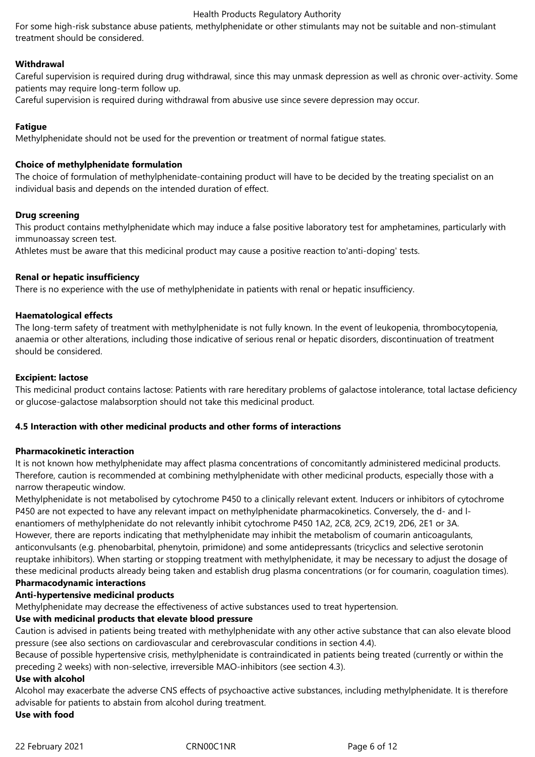For some high-risk substance abuse patients, methylphenidate or other stimulants may not be suitable and non-stimulant treatment should be considered.

**Withdrawal**

Careful supervision is required during drug withdrawal, since this may unmask depression as well as chronic over-activity. Some patients may require long-term follow up.

Careful supervision is required during withdrawal from abusive use since severe depression may occur.

**Fatigue**

Methylphenidate should not be used for the prevention or treatment of normal fatigue states.

**Choice of methylphenidate formulation**

The choice of formulation of methylphenidate-containing product will have to be decided by the treating specialist on an individual basis and depends on the intended duration of effect.

**Drug screening**

This product contains methylphenidate which may induce a false positive laboratory test for amphetamines, particularly with immunoassay screen test.

Athletes must be aware that this medicinal product may cause a positive reaction to'anti-doping' tests.

**Renal or hepatic insufficiency**

There is no experience with the use of methylphenidate in patients with renal or hepatic insufficiency.

**Haematological effects**

The long-term safety of treatment with methylphenidate is not fully known. In the event of leukopenia, thrombocytopenia, anaemia or other alterations, including those indicative of serious renal or hepatic disorders, discontinuation of treatment should be considered.

**Excipient: lactose**

This medicinal product contains lactose: Patients with rare hereditary problems of galactose intolerance, total lactase deficiency or glucose-galactose malabsorption should not take this medicinal product.

**4.5 Interaction with other medicinal products and other forms of interactions**

**Pharmacokinetic interaction**

It is not known how methylphenidate may affect plasma concentrations of concomitantly administered medicinal products. Therefore, caution is recommended at combining methylphenidate with other medicinal products, especially those with a narrow therapeutic window.

Methylphenidate is not metabolised by cytochrome P450 to a clinically relevant extent. Inducers or inhibitors of cytochrome P450 are not expected to have any relevant impact on methylphenidate pharmacokinetics. Conversely, the d- and l-enantiomers of methylphenidate do not relevantly inhibit cytochrome P450 1A2, 2C8, 2C9, 2C19, 2D6, 2E1 or 3A.

However, there are reports indicating that methylphenidate may inhibit the metabolism of coumarin anticoagulants, anticonvulsants (e.g. phenobarbital, phenytoin, primidone) and some antidepressants (tricyclics and selective serotonin reuptake inhibitors). When starting or stopping treatment with methylphenidate, it may be necessary to adjust the dosage of these medicinal products already being taken and establish drug plasma concentrations (or for coumarin, coagulation times).

**Pharmacodynamic interactions**

**Anti-hypertensive medicinal products**

Methylphenidate may decrease the effectiveness of active substances used to treat hypertension.

**Use with medicinal products that elevate blood pressure**

Caution is advised in patients being treated with methylphenidate with any other active substance that can also elevate blood pressure (see also sections on cardiovascular and cerebrovascular conditions in section 4.4).

Because of possible hypertensive crisis, methylphenidate is contraindicated in patients being treated (currently or within the preceding 2 weeks) with non-selective, irreversible MAO-inhibitors (see section 4.3).

**Use with alcohol**

Alcohol may exacerbate the adverse CNS effects of psychoactive active substances, including methylphenidate. It is therefore advisable for patients to abstain from alcohol during treatment.

**Use with food**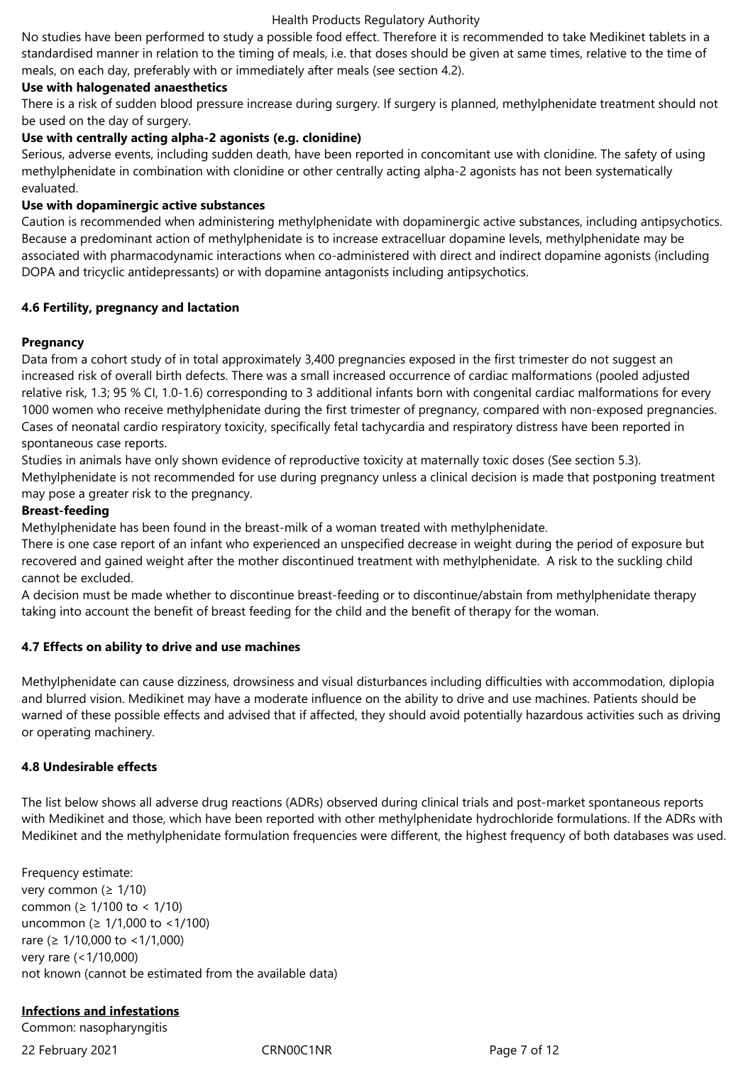No studies have been performed to study a possible food effect. Therefore it is recommended to take Medikinet tablets in a standardised manner in relation to the timing of meals, i.e. that doses should be given at same times, relative to the time of meals, on each day, preferably with or immediately after meals (see section 4.2).

**Use with halogenated anaesthetics**

There is a risk of sudden blood pressure increase during surgery. If surgery is planned, methylphenidate treatment should not be used on the day of surgery.

**Use with centrally acting alpha-2 agonists (e.g. clonidine)**

Serious, adverse events, including sudden death, have been reported in concomitant use with clonidine. The safety of using methylphenidate in combination with clonidine or other centrally acting alpha-2 agonists has not been systematically evaluated.

**Use with dopaminergic active substances**

Caution is recommended when administering methylphenidate with dopaminergic active substances, including antipsychotics. Because a predominant action of methylphenidate is to increase extracelluar dopamine levels, methylphenidate may be associated with pharmacodynamic interactions when co-administered with direct and indirect dopamine agonists (including DOPA and tricyclic antidepressants) or with dopamine antagonists including antipsychotics.

## 4.6 Fertility, pregnancy and lactation

**Pregnancy**

Data from a cohort study of in total approximately 3,400 pregnancies exposed in the first trimester do not suggest an increased risk of overall birth defects. There was a small increased occurrence of cardiac malformations (pooled adjusted relative risk, 1.3; 95 % CI, 1.0-1.6) corresponding to 3 additional infants born with congenital cardiac malformations for every 1000 women who receive methylphenidate during the first trimester of pregnancy, compared with non-exposed pregnancies. Cases of neonatal cardio respiratory toxicity, specifically fetal tachycardia and respiratory distress have been reported in spontaneous case reports.

Studies in animals have only shown evidence of reproductive toxicity at maternally toxic doses (See section 5.3).

Methylphenidate is not recommended for use during pregnancy unless a clinical decision is made that postponing treatment may pose a greater risk to the pregnancy.

**Breast-feeding**

Methylphenidate has been found in the breast-milk of a woman treated with methylphenidate.

There is one case report of an infant who experienced an unspecified decrease in weight during the period of exposure but recovered and gained weight after the mother discontinued treatment with methylphenidate. A risk to the suckling child cannot be excluded.

A decision must be made whether to discontinue breast-feeding or to discontinue/abstain from methylphenidate therapy taking into account the benefit of breast feeding for the child and the benefit of therapy for the woman.

## 4.7 Effects on ability to drive and use machines

Methylphenidate can cause dizziness, drowsiness and visual disturbances including difficulties with accommodation, diplopia and blurred vision. Medikinet may have a moderate influence on the ability to drive and use machines. Patients should be warned of these possible effects and advised that if affected, they should avoid potentially hazardous activities such as driving or operating machinery.

## 4.8 Undesirable effects

The list below shows all adverse drug reactions (ADRs) observed during clinical trials and post-market spontaneous reports with Medikinet and those, which have been reported with other methylphenidate hydrochloride formulations. If the ADRs with Medikinet and the methylphenidate formulation frequencies were different, the highest frequency of both databases was used.

Frequency estimate:
very common (≥ 1/10)
common (≥ 1/100 to < 1/10)
uncommon (≥ 1/1,000 to <1/100)
rare (≥ 1/10,000 to <1/1,000)
very rare (<1/10,000)
not known (cannot be estimated from the available data)

**Infections and infestations**

Common: nasopharyngitis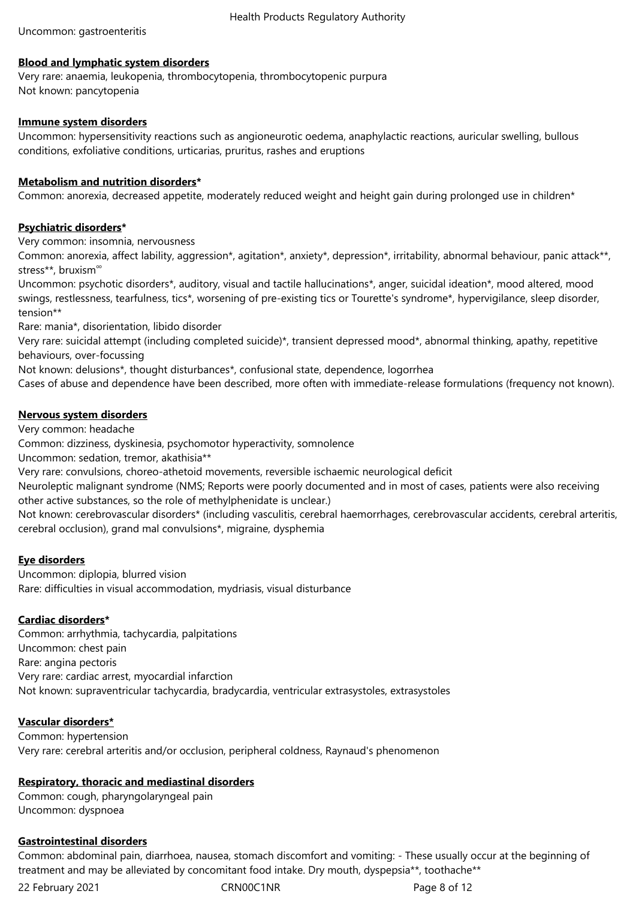Uncommon: gastroenteritis

**Blood and lymphatic system disorders**

Very rare: anaemia, leukopenia, thrombocytopenia, thrombocytopenic purpura
Not known: pancytopenia

**Immune system disorders**

Uncommon: hypersensitivity reactions such as angioneurotic oedema, anaphylactic reactions, auricular swelling, bullous conditions, exfoliative conditions, urticarias, pruritus, rashes and eruptions

**Metabolism and nutrition disorders***

Common: anorexia, decreased appetite, moderately reduced weight and height gain during prolonged use in children*

**Psychiatric disorders***

Very common: insomnia, nervousness
Common: anorexia, affect lability, aggression*, agitation*, anxiety*, depression*, irritability, abnormal behaviour, panic attack**, stress**, bruxism∞
Uncommon: psychotic disorders*, auditory, visual and tactile hallucinations*, anger, suicidal ideation*, mood altered, mood swings, restlessness, tearfulness, tics*, worsening of pre-existing tics or Tourette's syndrome*, hypervigilance, sleep disorder, tension**
Rare: mania*, disorientation, libido disorder
Very rare: suicidal attempt (including completed suicide)*, transient depressed mood*, abnormal thinking, apathy, repetitive behaviours, over-focussing
Not known: delusions*, thought disturbances*, confusional state, dependence, logorrhea
Cases of abuse and dependence have been described, more often with immediate-release formulations (frequency not known).

**Nervous system disorders**

Very common: headache
Common: dizziness, dyskinesia, psychomotor hyperactivity, somnolence
Uncommon: sedation, tremor, akathisia**
Very rare: convulsions, choreo-athetoid movements, reversible ischaemic neurological deficit
Neuroleptic malignant syndrome (NMS; Reports were poorly documented and in most of cases, patients were also receiving other active substances, so the role of methylphenidate is unclear.)
Not known: cerebrovascular disorders* (including vasculitis, cerebral haemorrhages, cerebrovascular accidents, cerebral arteritis, cerebral occlusion), grand mal convulsions*, migraine, dysphemia

**Eye disorders**

Uncommon: diplopia, blurred vision
Rare: difficulties in visual accommodation, mydriasis, visual disturbance

**Cardiac disorders***

Common: arrhythmia, tachycardia, palpitations
Uncommon: chest pain
Rare: angina pectoris
Very rare: cardiac arrest, myocardial infarction
Not known: supraventricular tachycardia, bradycardia, ventricular extrasystoles, extrasystoles

**Vascular disorders***

Common: hypertension
Very rare: cerebral arteritis and/or occlusion, peripheral coldness, Raynaud's phenomenon

**Respiratory, thoracic and mediastinal disorders**

Common: cough, pharyngolaryngeal pain
Uncommon: dyspnoea

**Gastrointestinal disorders**

Common: abdominal pain, diarrhoea, nausea, stomach discomfort and vomiting: - These usually occur at the beginning of treatment and may be alleviated by concomitant food intake. Dry mouth, dyspepsia**, toothache**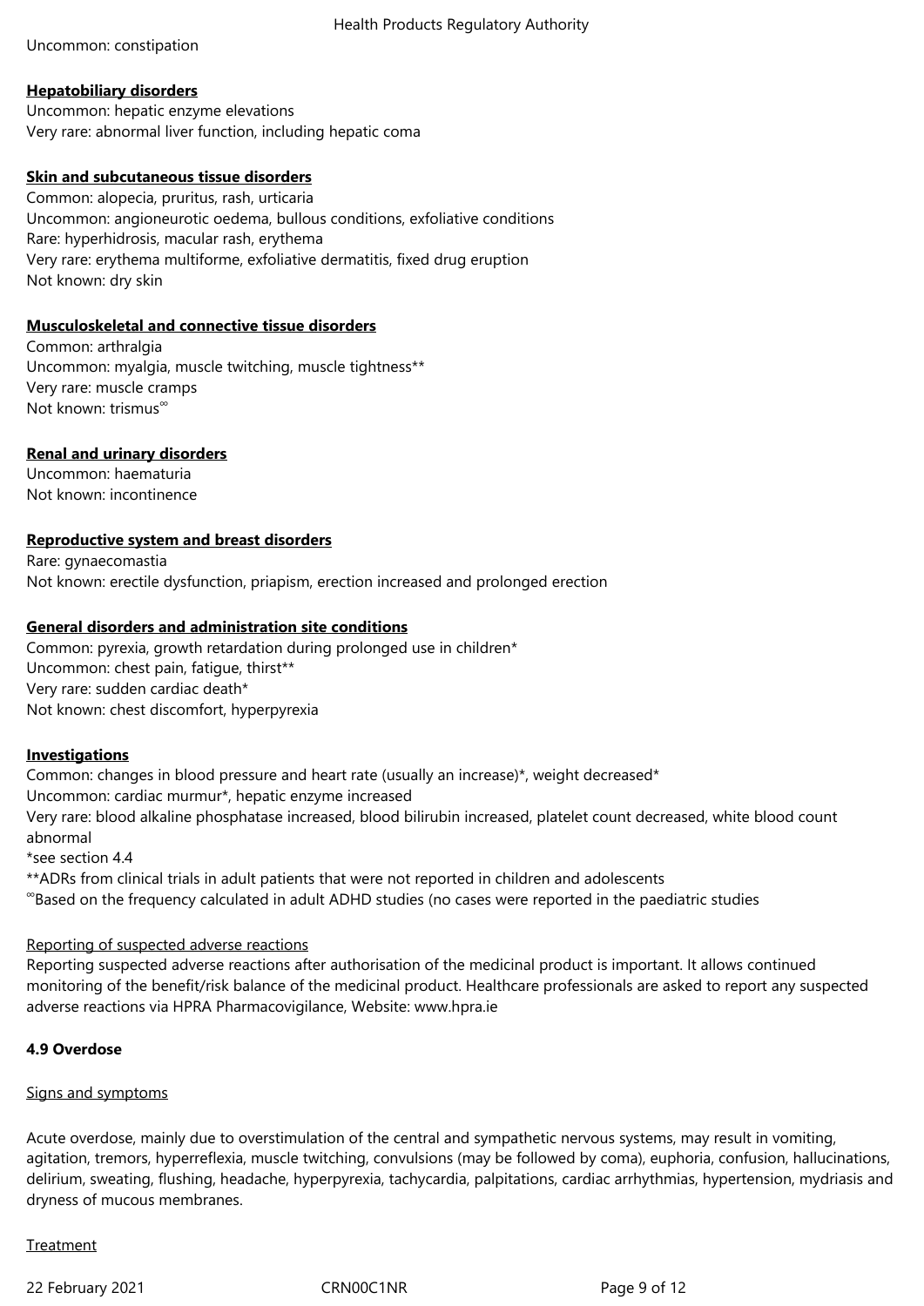Uncommon: constipation

**Hepatobiliary disorders**

Uncommon: hepatic enzyme elevations
Very rare: abnormal liver function, including hepatic coma

**Skin and subcutaneous tissue disorders**

Common: alopecia, pruritus, rash, urticaria
Uncommon: angioneurotic oedema, bullous conditions, exfoliative conditions
Rare: hyperhidrosis, macular rash, erythema
Very rare: erythema multiforme, exfoliative dermatitis, fixed drug eruption
Not known: dry skin

**Musculoskeletal and connective tissue disorders**

Common: arthralgia
Uncommon: myalgia, muscle twitching, muscle tightness**
Very rare: muscle cramps
Not known: trismus∞

**Renal and urinary disorders**

Uncommon: haematuria
Not known: incontinence

**Reproductive system and breast disorders**

Rare: gynaecomastia
Not known: erectile dysfunction, priapism, erection increased and prolonged erection

**General disorders and administration site conditions**

Common: pyrexia, growth retardation during prolonged use in children*
Uncommon: chest pain, fatigue, thirst**
Very rare: sudden cardiac death*
Not known: chest discomfort, hyperpyrexia

**Investigations**

Common: changes in blood pressure and heart rate (usually an increase)*, weight decreased*
Uncommon: cardiac murmur*, hepatic enzyme increased
Very rare: blood alkaline phosphatase increased, blood bilirubin increased, platelet count decreased, white blood count abnormal

*see section 4.4
**ADRs from clinical trials in adult patients that were not reported in children and adolescents
∞Based on the frequency calculated in adult ADHD studies (no cases were reported in the paediatric studies

Reporting of suspected adverse reactions

Reporting suspected adverse reactions after authorisation of the medicinal product is important. It allows continued monitoring of the benefit/risk balance of the medicinal product. Healthcare professionals are asked to report any suspected adverse reactions via HPRA Pharmacovigilance, Website: www.hpra.ie

**4.9 Overdose**

Signs and symptoms

Acute overdose, mainly due to overstimulation of the central and sympathetic nervous systems, may result in vomiting, agitation, tremors, hyperreflexia, muscle twitching, convulsions (may be followed by coma), euphoria, confusion, hallucinations, delirium, sweating, flushing, headache, hyperpyrexia, tachycardia, palpitations, cardiac arrhythmias, hypertension, mydriasis and dryness of mucous membranes.

Treatment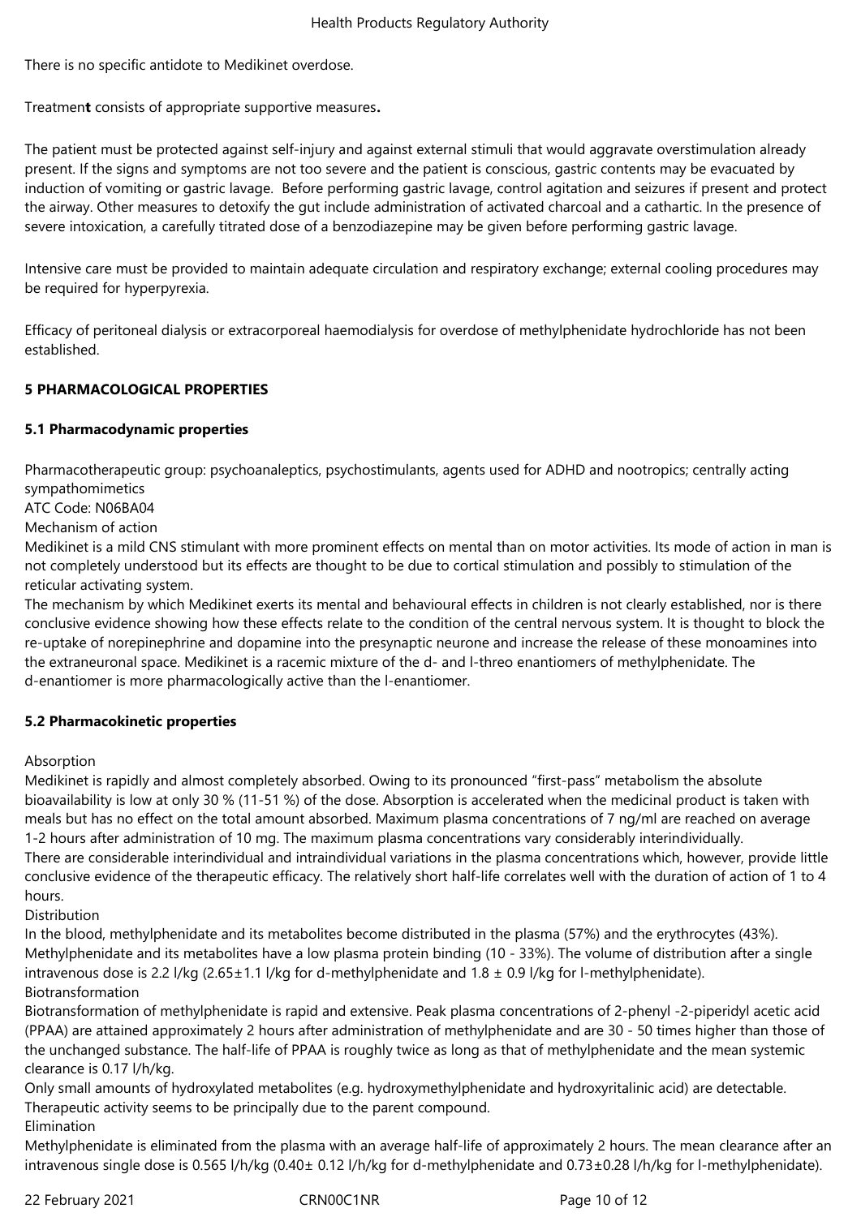There is no specific antidote to Medikinet overdose.

Treatment consists of appropriate supportive measures.

The patient must be protected against self-injury and against external stimuli that would aggravate overstimulation already present. If the signs and symptoms are not too severe and the patient is conscious, gastric contents may be evacuated by induction of vomiting or gastric lavage. Before performing gastric lavage, control agitation and seizures if present and protect the airway. Other measures to detoxify the gut include administration of activated charcoal and a cathartic. In the presence of severe intoxication, a carefully titrated dose of a benzodiazepine may be given before performing gastric lavage.

Intensive care must be provided to maintain adequate circulation and respiratory exchange; external cooling procedures may be required for hyperpyrexia.

Efficacy of peritoneal dialysis or extracorporeal haemodialysis for overdose of methylphenidate hydrochloride has not been established.

## 5 PHARMACOLOGICAL PROPERTIES

### 5.1 Pharmacodynamic properties

Pharmacotherapeutic group: psychoanaleptics, psychostimulants, agents used for ADHD and nootropics; centrally acting sympathomimetics
ATC Code: N06BA04
Mechanism of action
Medikinet is a mild CNS stimulant with more prominent effects on mental than on motor activities. Its mode of action in man is not completely understood but its effects are thought to be due to cortical stimulation and possibly to stimulation of the reticular activating system.
The mechanism by which Medikinet exerts its mental and behavioural effects in children is not clearly established, nor is there conclusive evidence showing how these effects relate to the condition of the central nervous system. It is thought to block the re-uptake of norepinephrine and dopamine into the presynaptic neurone and increase the release of these monoamines into the extraneuronal space. Medikinet is a racemic mixture of the d- and l-threo enantiomers of methylphenidate. The d-enantiomer is more pharmacologically active than the l-enantiomer.

### 5.2 Pharmacokinetic properties

Absorption
Medikinet is rapidly and almost completely absorbed. Owing to its pronounced "first-pass" metabolism the absolute bioavailability is low at only 30 % (11-51 %) of the dose. Absorption is accelerated when the medicinal product is taken with meals but has no effect on the total amount absorbed. Maximum plasma concentrations of 7 ng/ml are reached on average 1-2 hours after administration of 10 mg. The maximum plasma concentrations vary considerably interindividually.
There are considerable interindividual and intraindividual variations in the plasma concentrations which, however, provide little conclusive evidence of the therapeutic efficacy. The relatively short half-life correlates well with the duration of action of 1 to 4 hours.
Distribution
In the blood, methylphenidate and its metabolites become distributed in the plasma (57%) and the erythrocytes (43%). Methylphenidate and its metabolites have a low plasma protein binding (10 - 33%). The volume of distribution after a single intravenous dose is 2.2 l/kg (2.65±1.1 l/kg for d-methylphenidate and 1.8 ± 0.9 l/kg for l-methylphenidate).
Biotransformation
Biotransformation of methylphenidate is rapid and extensive. Peak plasma concentrations of 2-phenyl -2-piperidyl acetic acid (PPAA) are attained approximately 2 hours after administration of methylphenidate and are 30 - 50 times higher than those of the unchanged substance. The half-life of PPAA is roughly twice as long as that of methylphenidate and the mean systemic clearance is 0.17 l/h/kg.
Only small amounts of hydroxylated metabolites (e.g. hydroxymethylphenidate and hydroxyritalinic acid) are detectable. Therapeutic activity seems to be principally due to the parent compound.
Elimination
Methylphenidate is eliminated from the plasma with an average half-life of approximately 2 hours. The mean clearance after an intravenous single dose is 0.565 l/h/kg (0.40± 0.12 l/h/kg for d-methylphenidate and 0.73±0.28 l/h/kg for l-methylphenidate).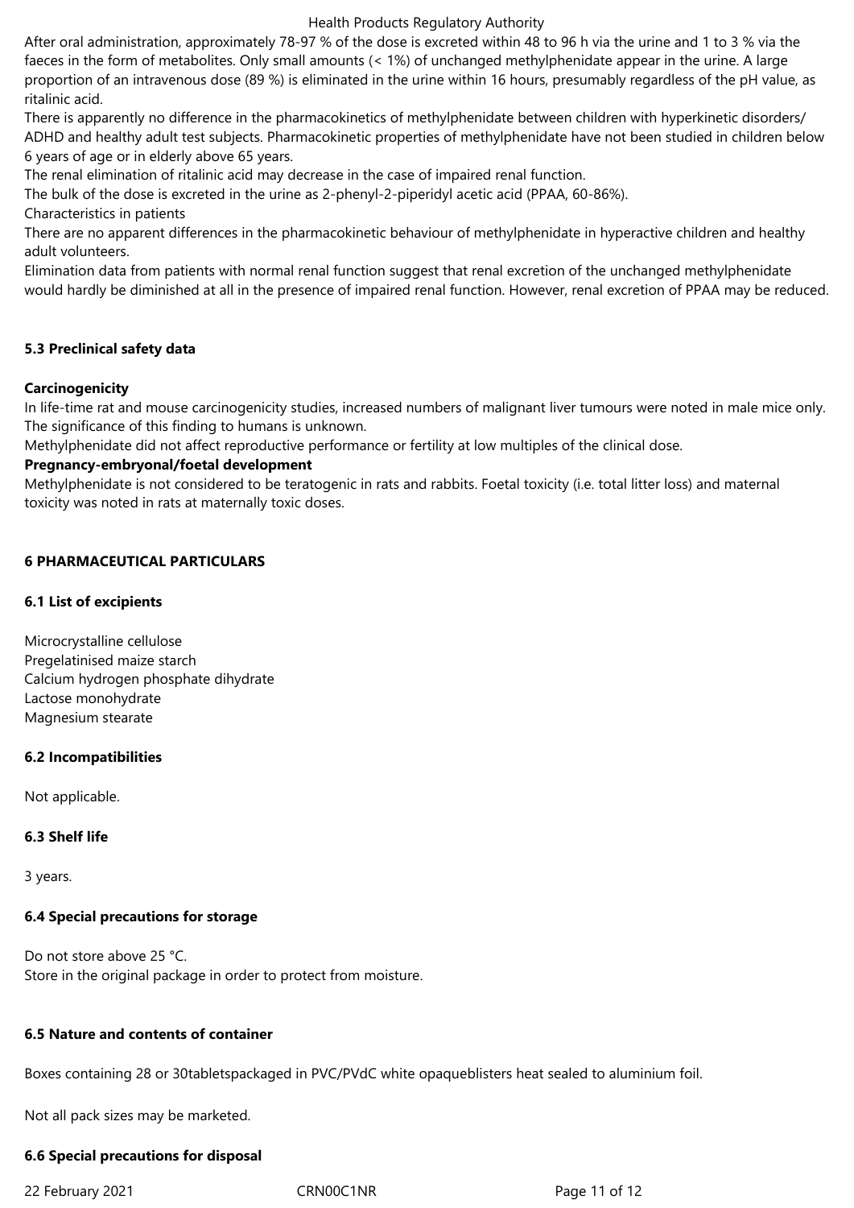After oral administration, approximately 78-97 % of the dose is excreted within 48 to 96 h via the urine and 1 to 3 % via the faeces in the form of metabolites. Only small amounts (< 1%) of unchanged methylphenidate appear in the urine. A large proportion of an intravenous dose (89 %) is eliminated in the urine within 16 hours, presumably regardless of the pH value, as ritalinic acid.

There is apparently no difference in the pharmacokinetics of methylphenidate between children with hyperkinetic disorders/ ADHD and healthy adult test subjects. Pharmacokinetic properties of methylphenidate have not been studied in children below 6 years of age or in elderly above 65 years.

The renal elimination of ritalinic acid may decrease in the case of impaired renal function.

The bulk of the dose is excreted in the urine as 2-phenyl-2-piperidyl acetic acid (PPAA, 60-86%).

Characteristics in patients

There are no apparent differences in the pharmacokinetic behaviour of methylphenidate in hyperactive children and healthy adult volunteers.

Elimination data from patients with normal renal function suggest that renal excretion of the unchanged methylphenidate would hardly be diminished at all in the presence of impaired renal function. However, renal excretion of PPAA may be reduced.

## 5.3 Preclinical safety data

**Carcinogenicity**

In life-time rat and mouse carcinogenicity studies, increased numbers of malignant liver tumours were noted in male mice only. The significance of this finding to humans is unknown.

Methylphenidate did not affect reproductive performance or fertility at low multiples of the clinical dose.

**Pregnancy-embryonal/foetal development**

Methylphenidate is not considered to be teratogenic in rats and rabbits. Foetal toxicity (i.e. total litter loss) and maternal toxicity was noted in rats at maternally toxic doses.

# 6 PHARMACEUTICAL PARTICULARS

## 6.1 List of excipients

Microcrystalline cellulose
Pregelatinised maize starch
Calcium hydrogen phosphate dihydrate
Lactose monohydrate
Magnesium stearate

## 6.2 Incompatibilities

Not applicable.

## 6.3 Shelf life

3 years.

## 6.4 Special precautions for storage

Do not store above 25 °C.
Store in the original package in order to protect from moisture.

## 6.5 Nature and contents of container

Boxes containing 28 or 30tabletspackaged in PVC/PVdC white opaqueblisters heat sealed to aluminium foil.

Not all pack sizes may be marketed.

## 6.6 Special precautions for disposal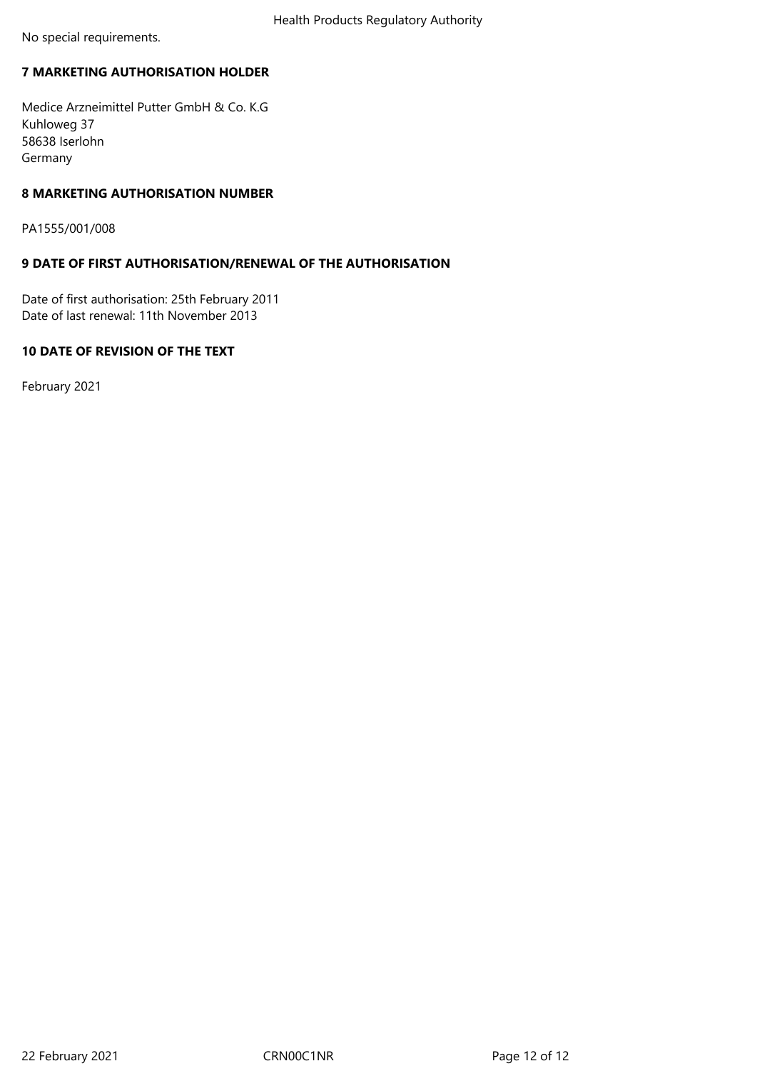No special requirements.

## 7 MARKETING AUTHORISATION HOLDER

Medice Arzneimittel Putter GmbH & Co. K.G
Kuhloweg 37
58638 Iserlohn
Germany

## 8 MARKETING AUTHORISATION NUMBER

PA1555/001/008

## 9 DATE OF FIRST AUTHORISATION/RENEWAL OF THE AUTHORISATION

Date of first authorisation: 25th February 2011
Date of last renewal: 11th November 2013

## 10 DATE OF REVISION OF THE TEXT

February 2021